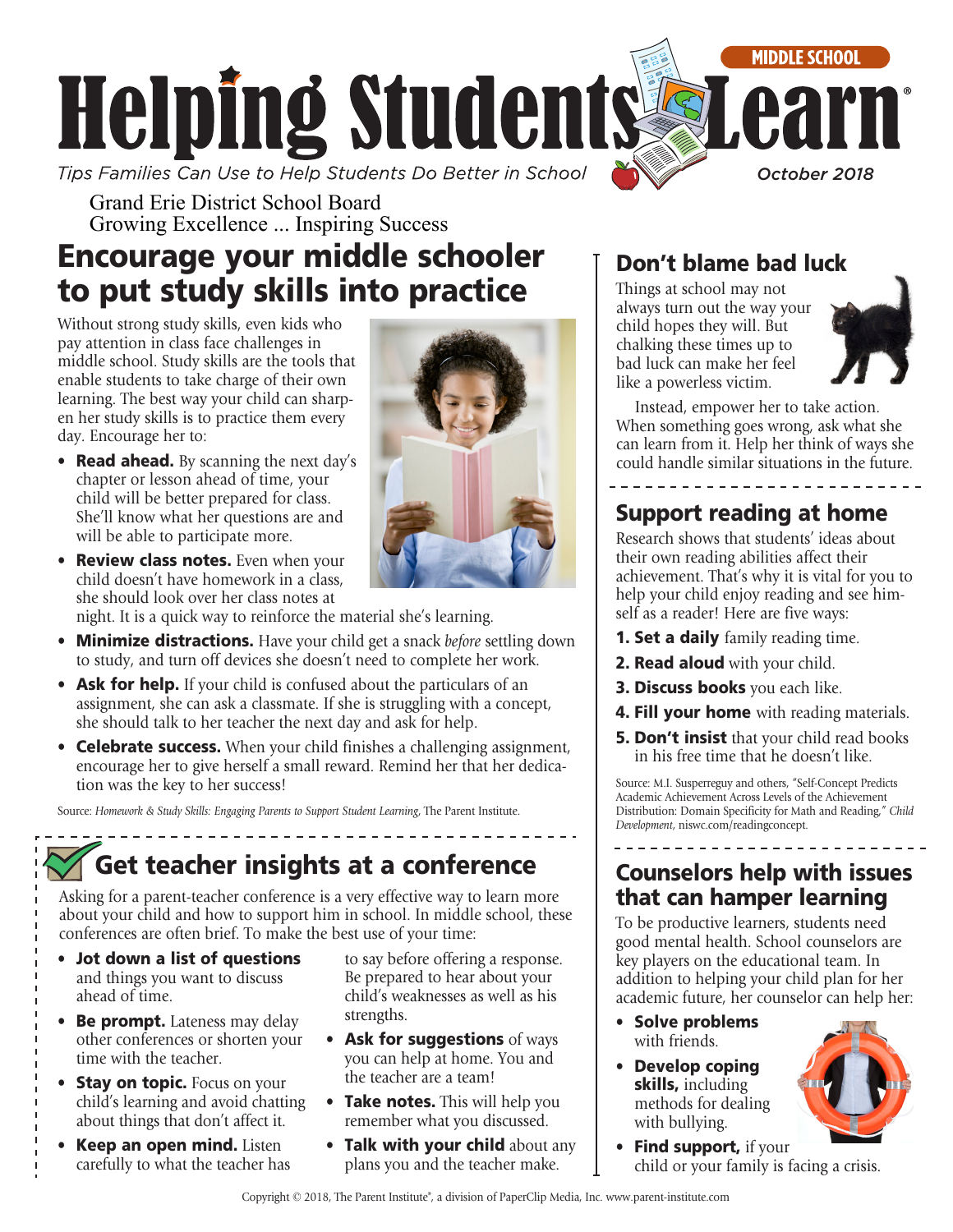# Helping Students Learn®

MIDDLE SCHOOL

*Tips Families Can Use to Help Students Do Better in School*

*October 2018*

Grand Erie District School Board
Growing Excellence ... Inspiring Success

## Encourage your middle schooler to put study skills into practice

Without strong study skills, even kids who pay attention in class face challenges in middle school. Study skills are the tools that enable students to take charge of their own learning. The best way your child can sharpen her study skills is to practice them every day. Encourage her to:

- **Read ahead.** By scanning the next day's chapter or lesson ahead of time, your child will be better prepared for class. She'll know what her questions are and will be able to participate more.
- **Review class notes.** Even when your child doesn't have homework in a class, she should look over her class notes at night. It is a quick way to reinforce the material she's learning.
- **Minimize distractions.** Have your child get a snack *before* settling down to study, and turn off devices she doesn't need to complete her work.
- **Ask for help.** If your child is confused about the particulars of an assignment, she can ask a classmate. If she is struggling with a concept, she should talk to her teacher the next day and ask for help.
- **Celebrate success.** When your child finishes a challenging assignment, encourage her to give herself a small reward. Remind her that her dedication was the key to her success!

Source: *Homework & Study Skills: Engaging Parents to Support Student Learning*, The Parent Institute.

## Get teacher insights at a conference

Asking for a parent-teacher conference is a very effective way to learn more about your child and how to support him in school. In middle school, these conferences are often brief. To make the best use of your time:

- **Jot down a list of questions** and things you want to discuss ahead of time.
- **Be prompt.** Lateness may delay other conferences or shorten your time with the teacher.
- **Stay on topic.** Focus on your child's learning and avoid chatting about things that don't affect it.
- **Keep an open mind.** Listen carefully to what the teacher has to say before offering a response. Be prepared to hear about your child's weaknesses as well as his strengths.
- **Ask for suggestions** of ways you can help at home. You and the teacher are a team!
- **Take notes.** This will help you remember what you discussed.
- **Talk with your child** about any plans you and the teacher make.

## Don't blame bad luck

Things at school may not always turn out the way your child hopes they will. But chalking these times up to bad luck can make her feel like a powerless victim.

Instead, empower her to take action. When something goes wrong, ask what she can learn from it. Help her think of ways she could handle similar situations in the future.

## Support reading at home

Research shows that students' ideas about their own reading abilities affect their achievement. That's why it is vital for you to help your child enjoy reading and see himself as a reader! Here are five ways:

1. **Set a daily** family reading time.
2. **Read aloud** with your child.
3. **Discuss books** you each like.
4. **Fill your home** with reading materials.
5. **Don't insist** that your child read books in his free time that he doesn't like.

Source: M.I. Susperreguy and others, "Self-Concept Predicts Academic Achievement Across Levels of the Achievement Distribution: Domain Specificity for Math and Reading," *Child Development*, niswc.com/readingconcept.

## Counselors help with issues that can hamper learning

To be productive learners, students need good mental health. School counselors are key players on the educational team. In addition to helping your child plan for her academic future, her counselor can help her:

- **Solve problems** with friends.
- **Develop coping skills,** including methods for dealing with bullying.
- **Find support,** if your child or your family is facing a crisis.

Copyright © 2018, The Parent Institute®, a division of PaperClip Media, Inc. www.parent-institute.com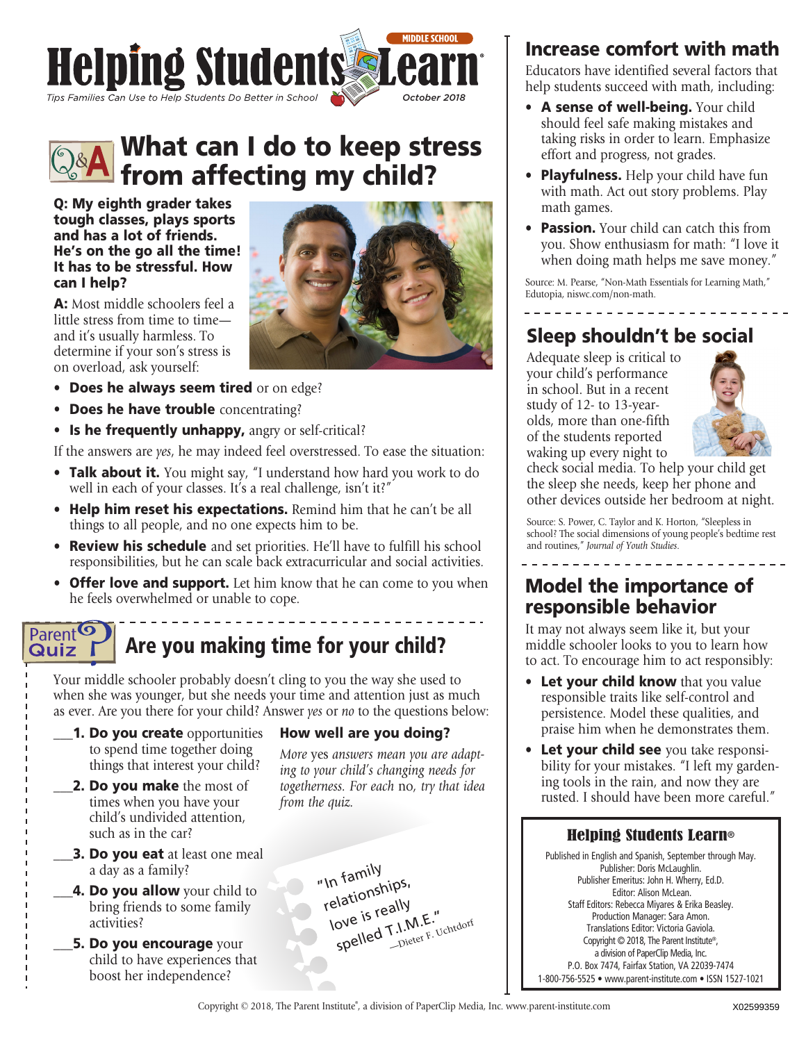# Helping Students Learn

MIDDLE SCHOOL

*Tips Families Can Use to Help Students Do Better in School* — *October 2018*

## What can I do to keep stress from affecting my child?

**Q: My eighth grader takes tough classes, plays sports and has a lot of friends. He's on the go all the time! It has to be stressful. How can I help?**

**A:** Most middle schoolers feel a little stress from time to time—and it's usually harmless. To determine if your son's stress is on overload, ask yourself:

- **Does he always seem tired** or on edge?
- **Does he have trouble** concentrating?
- **Is he frequently unhappy,** angry or self-critical?

If the answers are *yes*, he may indeed feel overstressed. To ease the situation:

- **Talk about it.** You might say, "I understand how hard you work to do well in each of your classes. It's a real challenge, isn't it?"
- **Help him reset his expectations.** Remind him that he can't be all things to all people, and no one expects him to be.
- **Review his schedule** and set priorities. He'll have to fulfill his school responsibilities, but he can scale back extracurricular and social activities.
- **Offer love and support.** Let him know that he can come to you when he feels overwhelmed or unable to cope.

## Parent Quiz: Are you making time for your child?

Your middle schooler probably doesn't cling to you the way she used to when she was younger, but she needs your time and attention just as much as ever. Are you there for your child? Answer *yes* or *no* to the questions below:

___**1. Do you create** opportunities to spend time together doing things that interest your child?

___**2. Do you make** the most of times when you have your child's undivided attention, such as in the car?

___**3. Do you eat** at least one meal a day as a family?

___**4. Do you allow** your child to bring friends to some family activities?

___**5. Do you encourage** your child to have experiences that boost her independence?

### How well are you doing?

*More* yes *answers mean you are adapting to your child's changing needs for togetherness. For each* no, *try that idea from the quiz.*

"In family relationships, love is really spelled T.I.M.E."
—Dieter F. Uchtdorf

## Increase comfort with math

Educators have identified several factors that help students succeed with math, including:

- **A sense of well-being.** Your child should feel safe making mistakes and taking risks in order to learn. Emphasize effort and progress, not grades.
- **Playfulness.** Help your child have fun with math. Act out story problems. Play math games.
- **Passion.** Your child can catch this from you. Show enthusiasm for math: "I love it when doing math helps me save money."

Source: M. Pearse, "Non-Math Essentials for Learning Math," Edutopia, niswc.com/non-math.

## Sleep shouldn't be social

Adequate sleep is critical to your child's performance in school. But in a recent study of 12- to 13-year-olds, more than one-fifth of the students reported waking up every night to check social media. To help your child get the sleep she needs, keep her phone and other devices outside her bedroom at night.

Source: S. Power, C. Taylor and K. Horton, "Sleepless in school? The social dimensions of young people's bedtime rest and routines," *Journal of Youth Studies*.

## Model the importance of responsible behavior

It may not always seem like it, but your middle schooler looks to you to learn how to act. To encourage him to act responsibly:

- **Let your child know** that you value responsible traits like self-control and persistence. Model these qualities, and praise him when he demonstrates them.
- **Let your child see** you take responsibility for your mistakes. "I left my gardening tools in the rain, and now they are rusted. I should have been more careful."

**Helping Students Learn®**

Published in English and Spanish, September through May.
Publisher: Doris McLaughlin.
Publisher Emeritus: John H. Wherry, Ed.D.
Editor: Alison McLean.
Staff Editors: Rebecca Miyares & Erika Beasley.
Production Manager: Sara Amon.
Translations Editor: Victoria Gaviola.
Copyright © 2018, The Parent Institute®, a division of PaperClip Media, Inc.
P.O. Box 7474, Fairfax Station, VA 22039-7474
1-800-756-5525 • www.parent-institute.com • ISSN 1527-1021

Copyright © 2018, The Parent Institute®, a division of PaperClip Media, Inc. www.parent-institute.com X02599359